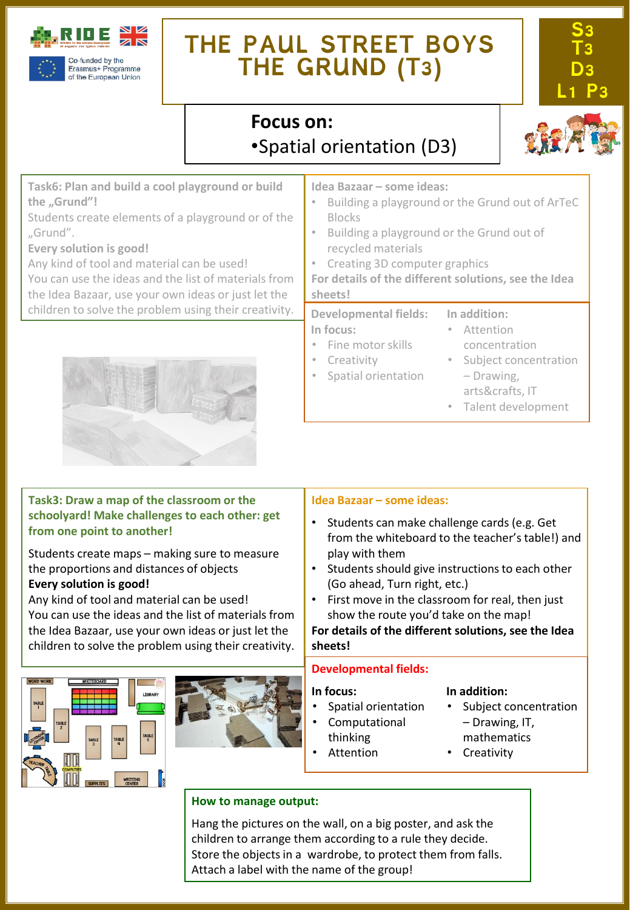Co-funded by the Erasmus+ Programme of the European Union

# THE PAUL STREET BOYS THE GRUND (T3)

S3 T3 D3 L1 P3

## Focus on:

- Spatial orientation (D3)

**Task6: Plan and build a cool playground or build the „Grund"!**

Students create elements of a playground or of the „Grund".

**Every solution is good!**

Any kind of tool and material can be used!

You can use the ideas and the list of materials from the Idea Bazaar, use your own ideas or just let the children to solve the problem using their creativity.

**Idea Bazaar – some ideas:**

- Building a playground or the Grund out of ArTeC Blocks
- Building a playground or the Grund out of recycled materials
- Creating 3D computer graphics

**For details of the different solutions, see the Idea sheets!**

**Developmental fields:**

**In focus:**

- Fine motor skills
- Creativity
- Spatial orientation

**In addition:**

- Attention concentration
- Subject concentration – Drawing, arts&crafts, IT
- Talent development

**Task3: Draw a map of the classroom or the schoolyard! Make challenges to each other: get from one point to another!**

Students create maps – making sure to measure the proportions and distances of objects

**Every solution is good!**

Any kind of tool and material can be used!

You can use the ideas and the list of materials from the Idea Bazaar, use your own ideas or just let the children to solve the problem using their creativity.

**Idea Bazaar – some ideas:**

- Students can make challenge cards (e.g. Get from the whiteboard to the teacher's table!) and play with them
- Students should give instructions to each other (Go ahead, Turn right, etc.)
- First move in the classroom for real, then just show the route you'd take on the map!

**For details of the different solutions, see the Idea sheets!**

**Developmental fields:**

**In focus:**

- Spatial orientation
- Computational thinking
- Attention

**In addition:**

- Subject concentration – Drawing, IT, mathematics
- Creativity

**How to manage output:**

Hang the pictures on the wall, on a big poster, and ask the children to arrange them according to a rule they decide. Store the objects in a wardrobe, to protect them from falls. Attach a label with the name of the group!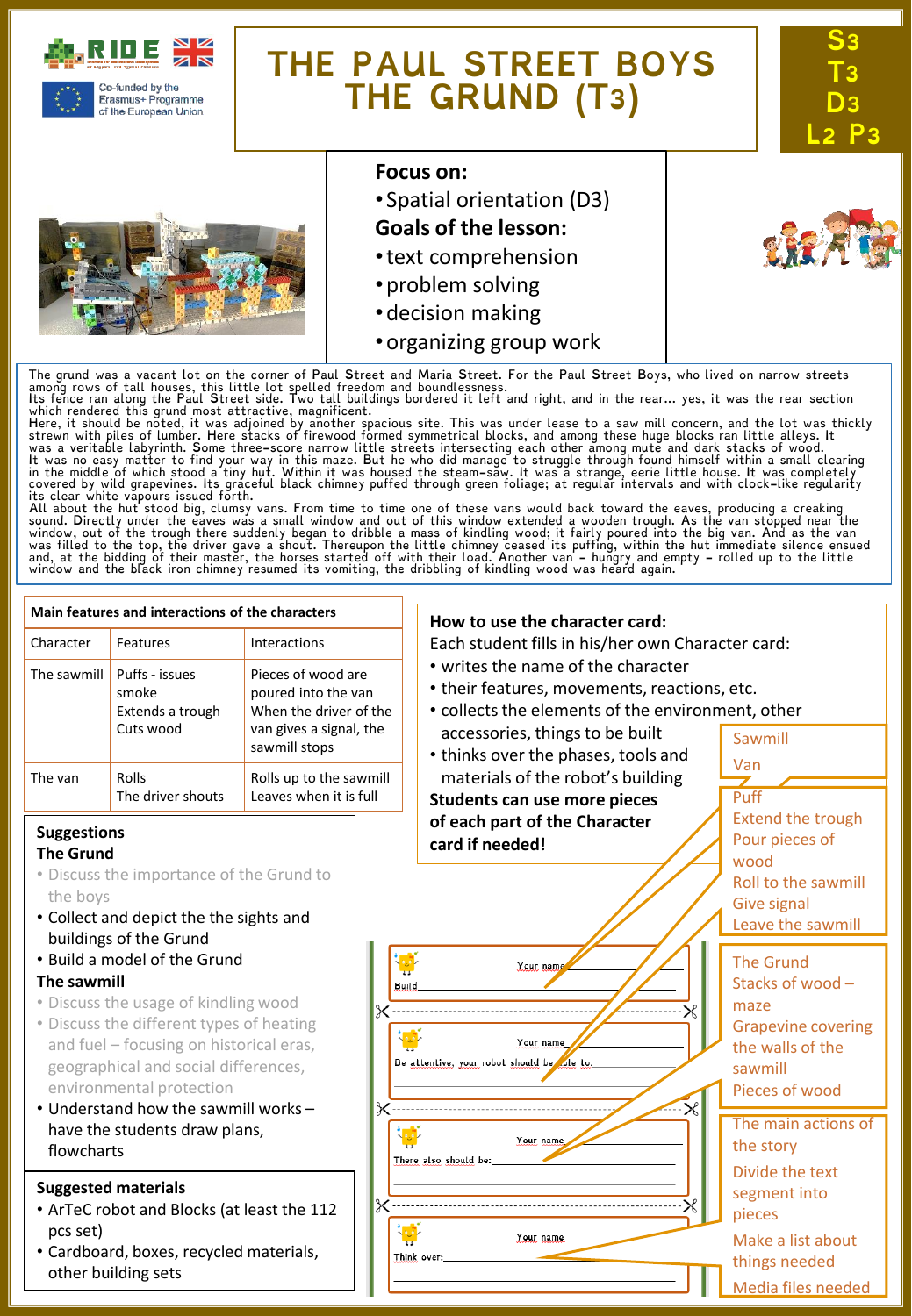# THE PAUL STREET BOYS THE GRUND (T3)

S3 T3 D3 L2 P3

**Focus on:**

- Spatial orientation (D3)

**Goals of the lesson:**

- text comprehension
- problem solving
- decision making
- organizing group work

The grund was a vacant lot on the corner of Paul Street and Maria Street. For the Paul Street Boys, who lived on narrow streets among rows of tall houses, this little lot spelled freedom and boundlessness.
Its fence ran along the Paul Street side. Two tall buildings bordered it left and right, and in the rear... yes, it was the rear section which rendered this grund most attractive, magnificent.
Here, it should be noted, it was adjoined by another spacious site. This was under lease to a saw mill concern, and the lot was thickly strewn with piles of lumber. Here stacks of firewood formed symmetrical blocks, and among these huge blocks ran little alleys. It was a veritable labyrinth. Some three-score narrow little streets intersecting each other among mute and dark stacks of wood.
It was no easy matter to find your way in this maze. But he who did manage to struggle through found himself within a small clearing in the middle of which stood a tiny hut. Within it was housed the steam-saw. It was a strange, eerie little house. It was completely covered by wild grapevines. Its graceful black chimney puffed through green foliage; at regular intervals and with clock-like regularity its clear white vapours issued forth.
All about the hut stood big, clumsy vans. From time to time one of these vans would back toward the eaves, producing a creaking sound. Directly under the eaves was a small window and out of this window extended a wooden trough. As the van stopped near the window, out of the trough there suddenly began to dribble a mass of kindling wood; it fairly poured into the big van. And as the van was filled to the top, the driver gave a shout. Thereupon the little chimney ceased its puffing, within the hut immediate silence ensued and, at the bidding of their master, the horses started off with their load. Another van – hungry and empty – rolled up to the little window and the black iron chimney resumed its vomiting, the dribbling of kindling wood was heard again.

| Main features and interactions of the characters | | |
|---|---|---|
| Character | Features | Interactions |
| The sawmill | Puffs - issues smoke<br>Extends a trough<br>Cuts wood | Pieces of wood are poured into the van<br>When the driver of the van gives a signal, the sawmill stops |
| The van | Rolls<br>The driver shouts | Rolls up to the sawmill<br>Leaves when it is full |

## Suggestions

**The Grund**

- Discuss the importance of the Grund to the boys
- Collect and depict the the sights and buildings of the Grund
- Build a model of the Grund

**The sawmill**

- Discuss the usage of kindling wood
- Discuss the different types of heating and fuel – focusing on historical eras, geographical and social differences, environmental protection
- Understand how the sawmill works – have the students draw plans, flowcharts

## Suggested materials

- ArTeC robot and Blocks (at least the 112 pcs set)
- Cardboard, boxes, recycled materials, other building sets

## How to use the character card:

Each student fills in his/her own Character card:

- writes the name of the character
- their features, movements, reactions, etc.
- collects the elements of the environment, other accessories, things to be built
- thinks over the phases, tools and materials of the robot's building

**Students can use more pieces of each part of the Character card if needed!**

Build — Your name

Be attentive, your robot should be able to: — Your name

There also should be: — Your name

Think over: — Your name

Sawmill
Van

Puff
Extend the trough
Pour pieces of wood
Roll to the sawmill
Give signal
Leave the sawmill

The Grund
Stacks of wood – maze
Grapevine covering the walls of the sawmill
Pieces of wood

The main actions of the story
Divide the text segment into pieces
Make a list about things needed
Media files needed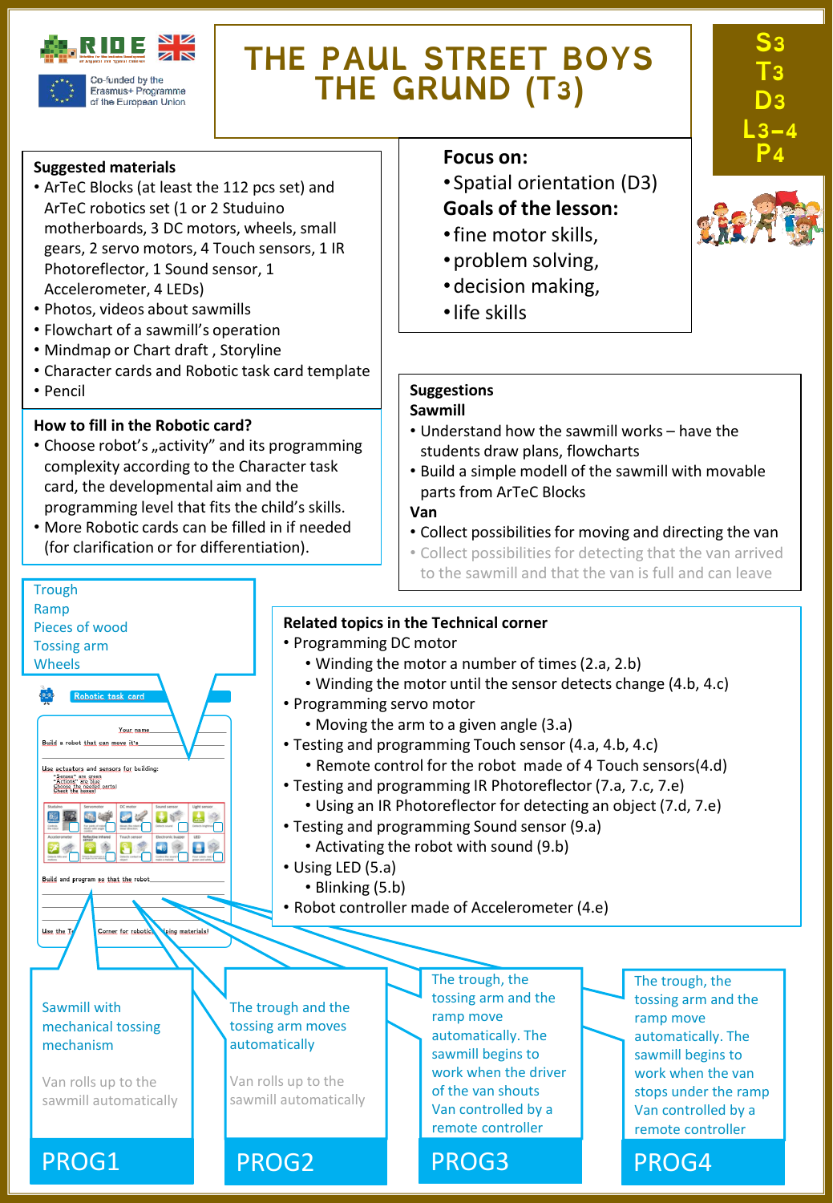RIDE

Co-funded by the Erasmus+ Programme of the European Union

# THE PAUL STREET BOYS THE GRUND (T3)

S3
T3
D3
L3–4
P4

**Suggested materials**

- ArTeC Blocks (at least the 112 pcs set) and ArTeC robotics set (1 or 2 Studuino motherboards, 3 DC motors, wheels, small gears, 2 servo motors, 4 Touch sensors, 1 IR Photoreflector, 1 Sound sensor, 1 Accelerometer, 4 LEDs)
- Photos, videos about sawmills
- Flowchart of a sawmill's operation
- Mindmap or Chart draft , Storyline
- Character cards and Robotic task card template
- Pencil

**Focus on:**

- Spatial orientation (D3)

**Goals of the lesson:**

- fine motor skills,
- problem solving,
- decision making,
- life skills

**How to fill in the Robotic card?**

- Choose robot's „activity" and its programming complexity according to the Character task card, the developmental aim and the programming level that fits the child's skills.
- More Robotic cards can be filled in if needed (for clarification or for differentiation).

**Suggestions**

**Sawmill**

- Understand how the sawmill works – have the students draw plans, flowcharts
- Build a simple modell of the sawmill with movable parts from ArTeC Blocks

**Van**

- Collect possibilities for moving and directing the van
- Collect possibilities for detecting that the van arrived to the sawmill and that the van is full and can leave

Trough
Ramp
Pieces of wood
Tossing arm
Wheels

**Related topics in the Technical corner**

- Programming DC motor
  - Winding the motor a number of times (2.a, 2.b)
  - Winding the motor until the sensor detects change (4.b, 4.c)
- Programming servo motor
  - Moving the arm to a given angle (3.a)
- Testing and programming Touch sensor (4.a, 4.b, 4.c)
  - Remote control for the robot made of 4 Touch sensors(4.d)
- Testing and programming IR Photoreflector (7.a, 7.c, 7.e)
  - Using an IR Photoreflector for detecting an object (7.d, 7.e)
- Testing and programming Sound sensor (9.a)
  - Activating the robot with sound (9.b)
- Using LED (5.a)
  - Blinking (5.b)
- Robot controller made of Accelerometer (4.e)

**PROG1**
Sawmill with mechanical tossing mechanism
Van rolls up to the sawmill automatically

**PROG2**
The trough and the tossing arm moves automatically
Van rolls up to the sawmill automatically

**PROG3**
The trough, the tossing arm and the ramp move automatically. The sawmill begins to work when the driver of the van shouts
Van controlled by a remote controller

**PROG4**
The trough, the tossing arm and the ramp move automatically. The sawmill begins to work when the van stops under the ramp
Van controlled by a remote controller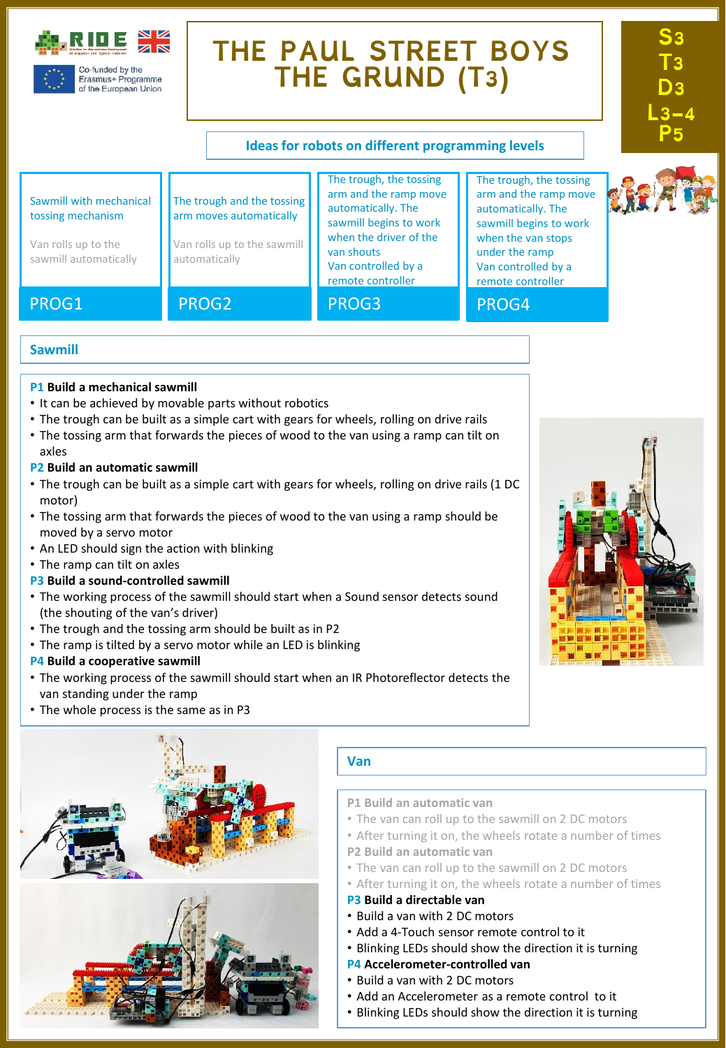# THE PAUL STREET BOYS THE GRUND (T3)

S3
T3
D3
L3–4
P5

Co-funded by the Erasmus+ Programme of the European Union

## Ideas for robots on different programming levels

| PROG1 | PROG2 | PROG3 | PROG4 |
|---|---|---|---|
| Sawmill with mechanical tossing mechanism<br><br>Van rolls up to the sawmill automatically | The trough and the tossing arm moves automatically<br><br>Van rolls up to the sawmill automatically | The trough, the tossing arm and the ramp move automatically. The sawmill begins to work when the driver of the van shouts<br>Van controlled by a remote controller | The trough, the tossing arm and the ramp move automatically. The sawmill begins to work when the van stops under the ramp<br>Van controlled by a remote controller |

## Sawmill

**P1 Build a mechanical sawmill**

- It can be achieved by movable parts without robotics
- The trough can be built as a simple cart with gears for wheels, rolling on drive rails
- The tossing arm that forwards the pieces of wood to the van using a ramp can tilt on axles

**P2 Build an automatic sawmill**

- The trough can be built as a simple cart with gears for wheels, rolling on drive rails (1 DC motor)
- The tossing arm that forwards the pieces of wood to the van using a ramp should be moved by a servo motor
- An LED should sign the action with blinking
- The ramp can tilt on axles

**P3 Build a sound-controlled sawmill**

- The working process of the sawmill should start when a Sound sensor detects sound (the shouting of the van's driver)
- The trough and the tossing arm should be built as in P2
- The ramp is tilted by a servo motor while an LED is blinking

**P4 Build a cooperative sawmill**

- The working process of the sawmill should start when an IR Photoreflector detects the van standing under the ramp
- The whole process is the same as in P3

## Van

**P1 Build an automatic van**

- The van can roll up to the sawmill on 2 DC motors
- After turning it on, the wheels rotate a number of times

**P2 Build an automatic van**

- The van can roll up to the sawmill on 2 DC motors
- After turning it on, the wheels rotate a number of times

**P3 Build a directable van**

- Build a van with 2 DC motors
- Add a 4-Touch sensor remote control to it
- Blinking LEDs should show the direction it is turning

**P4 Accelerometer-controlled van**

- Build a van with 2 DC motors
- Add an Accelerometer as a remote control to it
- Blinking LEDs should show the direction it is turning